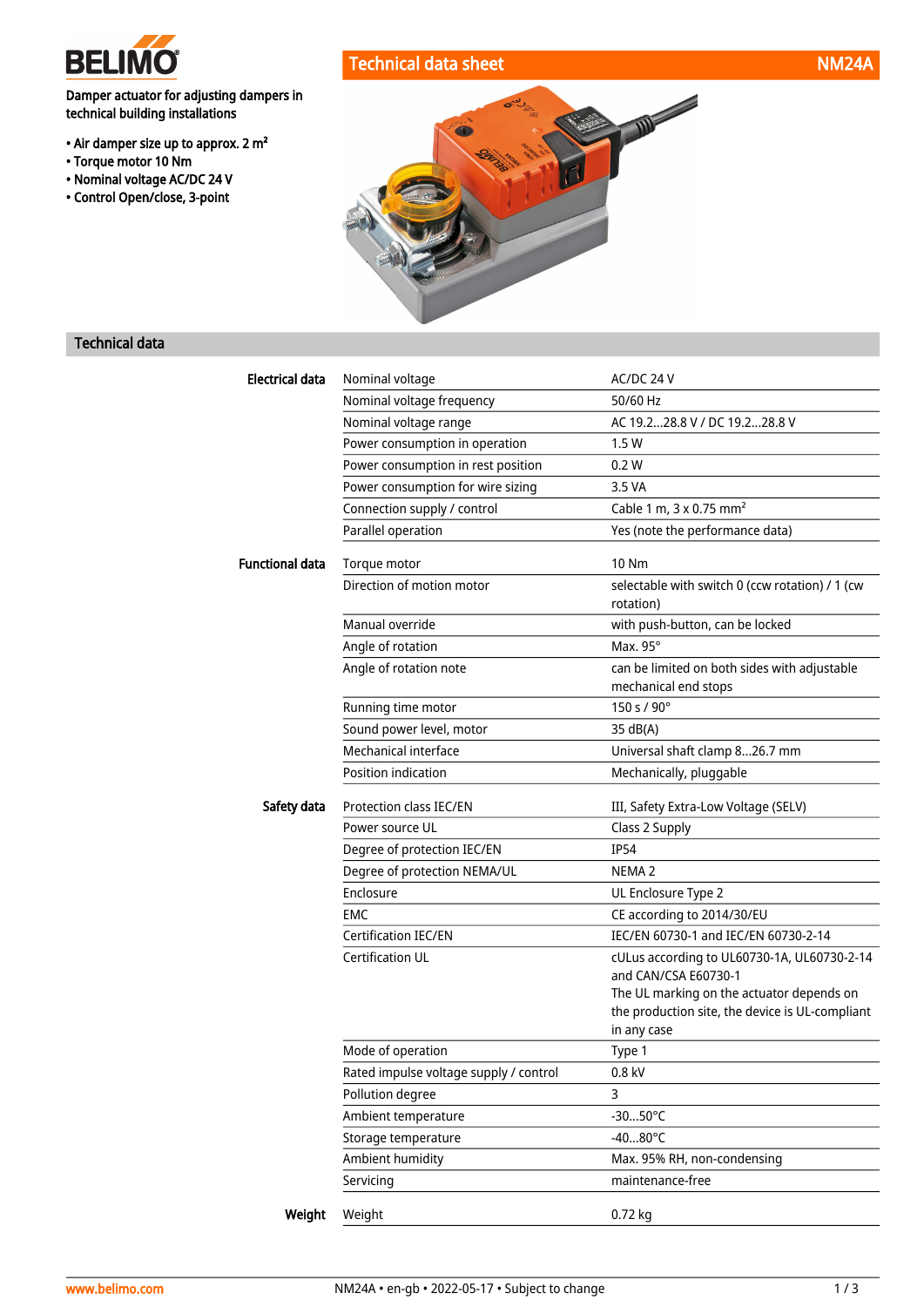# BELIMO

## Technical data sheet NM24A

Damper actuator for adjusting dampers in technical building installations

- Air damper size up to approx. 2 m²
- Torque motor 10 Nm
- Nominal voltage AC/DC 24 V
- Control Open/close, 3-point

## Technical data

| | | |
|---|---|---|
| **Electrical data** | Nominal voltage | AC/DC 24 V |
| | Nominal voltage frequency | 50/60 Hz |
| | Nominal voltage range | AC 19.2...28.8 V / DC 19.2...28.8 V |
| | Power consumption in operation | 1.5 W |
| | Power consumption in rest position | 0.2 W |
| | Power consumption for wire sizing | 3.5 VA |
| | Connection supply / control | Cable 1 m, 3 x 0.75 mm² |
| | Parallel operation | Yes (note the performance data) |
| **Functional data** | Torque motor | 10 Nm |
| | Direction of motion motor | selectable with switch 0 (ccw rotation) / 1 (cw rotation) |
| | Manual override | with push-button, can be locked |
| | Angle of rotation | Max. 95° |
| | Angle of rotation note | can be limited on both sides with adjustable mechanical end stops |
| | Running time motor | 150 s / 90° |
| | Sound power level, motor | 35 dB(A) |
| | Mechanical interface | Universal shaft clamp 8...26.7 mm |
| | Position indication | Mechanically, pluggable |
| **Safety data** | Protection class IEC/EN | III, Safety Extra-Low Voltage (SELV) |
| | Power source UL | Class 2 Supply |
| | Degree of protection IEC/EN | IP54 |
| | Degree of protection NEMA/UL | NEMA 2 |
| | Enclosure | UL Enclosure Type 2 |
| | EMC | CE according to 2014/30/EU |
| | Certification IEC/EN | IEC/EN 60730-1 and IEC/EN 60730-2-14 |
| | Certification UL | cULus according to UL60730-1A, UL60730-2-14 and CAN/CSA E60730-1<br>The UL marking on the actuator depends on the production site, the device is UL-compliant in any case |
| | Mode of operation | Type 1 |
| | Rated impulse voltage supply / control | 0.8 kV |
| | Pollution degree | 3 |
| | Ambient temperature | -30...50°C |
| | Storage temperature | -40...80°C |
| | Ambient humidity | Max. 95% RH, non-condensing |
| | Servicing | maintenance-free |
| **Weight** | Weight | 0.72 kg |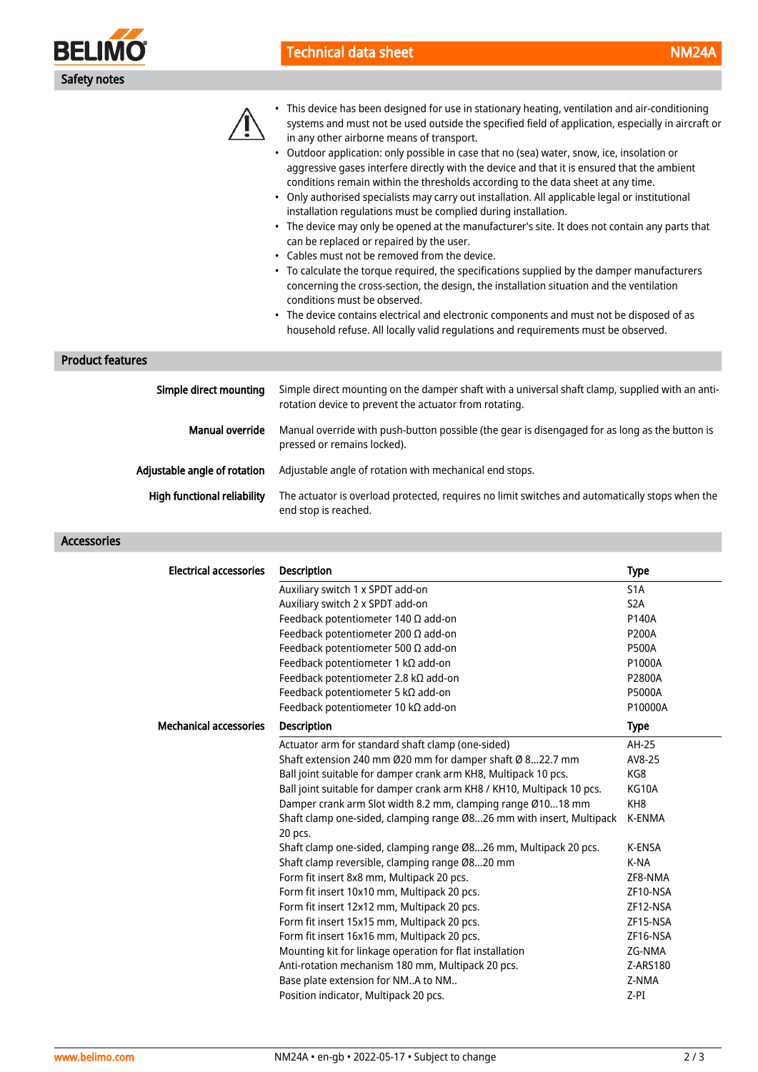## Safety notes

- This device has been designed for use in stationary heating, ventilation and air-conditioning systems and must not be used outside the specified field of application, especially in aircraft or in any other airborne means of transport.
- Outdoor application: only possible in case that no (sea) water, snow, ice, insolation or aggressive gases interfere directly with the device and that it is ensured that the ambient conditions remain within the thresholds according to the data sheet at any time.
- Only authorised specialists may carry out installation. All applicable legal or institutional installation regulations must be complied during installation.
- The device may only be opened at the manufacturer's site. It does not contain any parts that can be replaced or repaired by the user.
- Cables must not be removed from the device.
- To calculate the torque required, the specifications supplied by the damper manufacturers concerning the cross-section, the design, the installation situation and the ventilation conditions must be observed.
- The device contains electrical and electronic components and must not be disposed of as household refuse. All locally valid regulations and requirements must be observed.

## Product features

**Simple direct mounting**
Simple direct mounting on the damper shaft with a universal shaft clamp, supplied with an anti-rotation device to prevent the actuator from rotating.

**Manual override**
Manual override with push-button possible (the gear is disengaged for as long as the button is pressed or remains locked).

**Adjustable angle of rotation**
Adjustable angle of rotation with mechanical end stops.

**High functional reliability**
The actuator is overload protected, requires no limit switches and automatically stops when the end stop is reached.

## Accessories

**Electrical accessories**

| Description | Type |
|---|---|
| Auxiliary switch 1 x SPDT add-on | S1A |
| Auxiliary switch 2 x SPDT add-on | S2A |
| Feedback potentiometer 140 Ω add-on | P140A |
| Feedback potentiometer 200 Ω add-on | P200A |
| Feedback potentiometer 500 Ω add-on | P500A |
| Feedback potentiometer 1 kΩ add-on | P1000A |
| Feedback potentiometer 2.8 kΩ add-on | P2800A |
| Feedback potentiometer 5 kΩ add-on | P5000A |
| Feedback potentiometer 10 kΩ add-on | P10000A |

**Mechanical accessories**

| Description | Type |
|---|---|
| Actuator arm for standard shaft clamp (one-sided) | AH-25 |
| Shaft extension 240 mm Ø20 mm for damper shaft Ø 8...22.7 mm | AV8-25 |
| Ball joint suitable for damper crank arm KH8, Multipack 10 pcs. | KG8 |
| Ball joint suitable for damper crank arm KH8 / KH10, Multipack 10 pcs. | KG10A |
| Damper crank arm Slot width 8.2 mm, clamping range Ø10...18 mm | KH8 |
| Shaft clamp one-sided, clamping range Ø8...26 mm with insert, Multipack 20 pcs. | K-ENMA |
| Shaft clamp one-sided, clamping range Ø8...26 mm, Multipack 20 pcs. | K-ENSA |
| Shaft clamp reversible, clamping range Ø8...20 mm | K-NA |
| Form fit insert 8x8 mm, Multipack 20 pcs. | ZF8-NMA |
| Form fit insert 10x10 mm, Multipack 20 pcs. | ZF10-NSA |
| Form fit insert 12x12 mm, Multipack 20 pcs. | ZF12-NSA |
| Form fit insert 15x15 mm, Multipack 20 pcs. | ZF15-NSA |
| Form fit insert 16x16 mm, Multipack 20 pcs. | ZF16-NSA |
| Mounting kit for linkage operation for flat installation | ZG-NMA |
| Anti-rotation mechanism 180 mm, Multipack 20 pcs. | Z-ARS180 |
| Base plate extension for NM..A to NM.. | Z-NMA |
| Position indicator, Multipack 20 pcs. | Z-PI |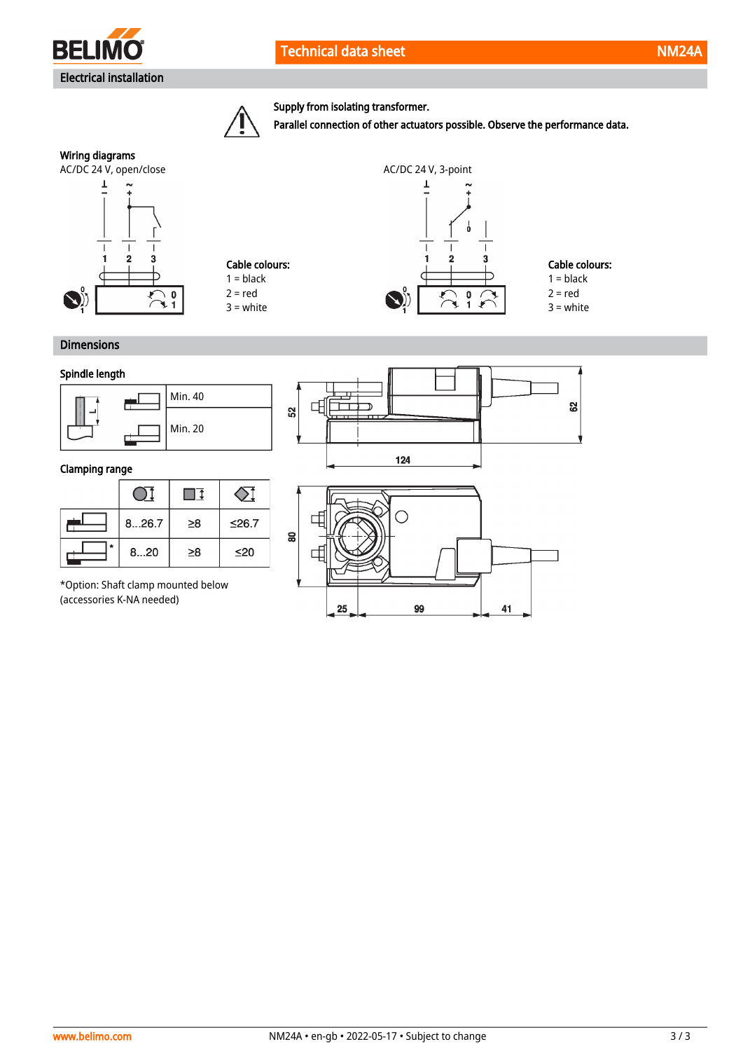## Electrical installation

**Supply from isolating transformer.**

**Parallel connection of other actuators possible. Observe the performance data.**

### Wiring diagrams

AC/DC 24 V, open/close

⊥ ~ +

1 2 3

0 1

**Cable colours:**
1 = black
2 = red
3 = white

AC/DC 24 V, 3-point

⊥ ~ +

0

1 2 3

0 1

**Cable colours:**
1 = black
2 = red
3 = white

## Dimensions

### Spindle length

| | |
|---|---|
| | Min. 40 |
| | Min. 20 |

### Clamping range

| | ● | ■ | ◆ |
|---|---|---|---|
| | 8...26.7 | ≥8 | ≤26.7 |
| * | 8...20 | ≥8 | ≤20 |

*Option: Shaft clamp mounted below (accessories K-NA needed)

52

62

124

80

25

99

41